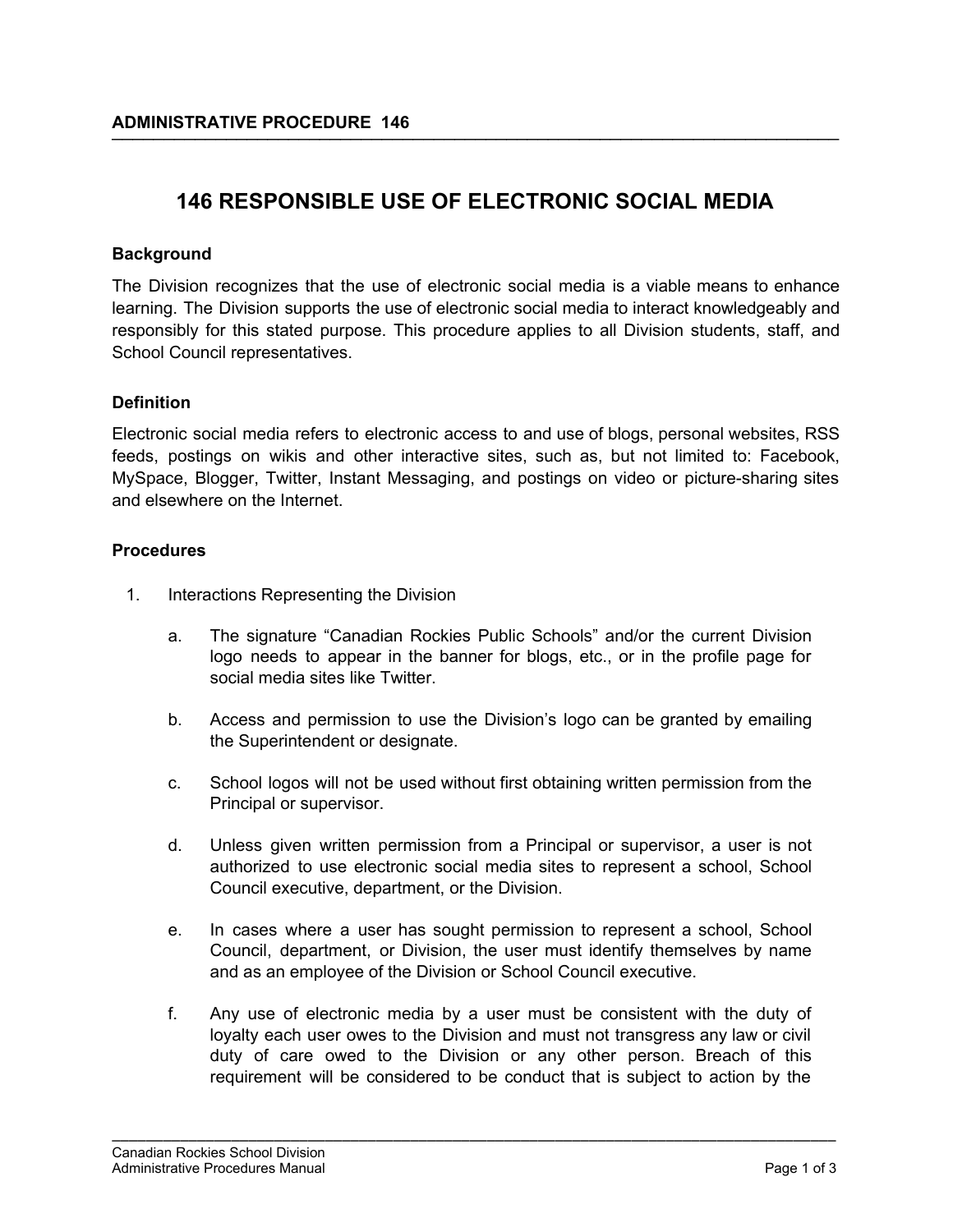# 146 RESPONSIBLE USE OF ELECTRONIC SOCIAL MEDIA

## Background

The Division recognizes that the use of electronic social media is a viable means to enhance learning. The Division supports the use of electronic social media to interact knowledgeably and responsibly for this stated purpose. This procedure applies to all Division students, staff, and School Council representatives.

## Definition

Electronic social media refers to electronic access to and use of blogs, personal websites, RSS feeds, postings on wikis and other interactive sites, such as, but not limited to: Facebook, MySpace, Blogger, Twitter, Instant Messaging, and postings on video or picture-sharing sites and elsewhere on the Internet.

## Procedures

1. Interactions Representing the Division

   a. The signature "Canadian Rockies Public Schools" and/or the current Division logo needs to appear in the banner for blogs, etc., or in the profile page for social media sites like Twitter.

   b. Access and permission to use the Division's logo can be granted by emailing the Superintendent or designate.

   c. School logos will not be used without first obtaining written permission from the Principal or supervisor.

   d. Unless given written permission from a Principal or supervisor, a user is not authorized to use electronic social media sites to represent a school, School Council executive, department, or the Division.

   e. In cases where a user has sought permission to represent a school, School Council, department, or Division, the user must identify themselves by name and as an employee of the Division or School Council executive.

   f. Any use of electronic media by a user must be consistent with the duty of loyalty each user owes to the Division and must not transgress any law or civil duty of care owed to the Division or any other person. Breach of this requirement will be considered to be conduct that is subject to action by the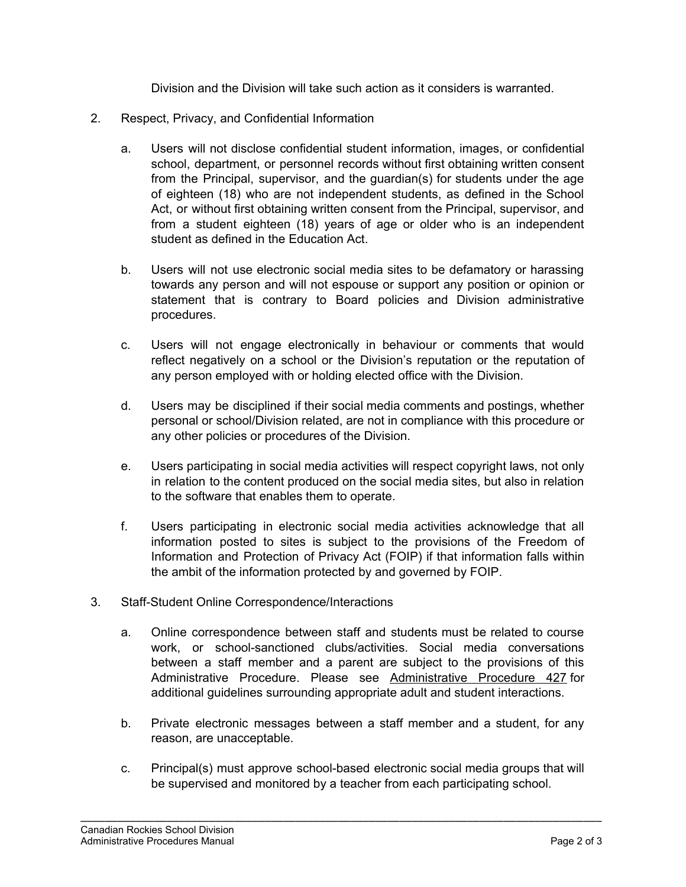Division and the Division will take such action as it considers is warranted.

2. Respect, Privacy, and Confidential Information

    a. Users will not disclose confidential student information, images, or confidential school, department, or personnel records without first obtaining written consent from the Principal, supervisor, and the guardian(s) for students under the age of eighteen (18) who are not independent students, as defined in the School Act, or without first obtaining written consent from the Principal, supervisor, and from a student eighteen (18) years of age or older who is an independent student as defined in the Education Act.

    b. Users will not use electronic social media sites to be defamatory or harassing towards any person and will not espouse or support any position or opinion or statement that is contrary to Board policies and Division administrative procedures.

    c. Users will not engage electronically in behaviour or comments that would reflect negatively on a school or the Division's reputation or the reputation of any person employed with or holding elected office with the Division.

    d. Users may be disciplined if their social media comments and postings, whether personal or school/Division related, are not in compliance with this procedure or any other policies or procedures of the Division.

    e. Users participating in social media activities will respect copyright laws, not only in relation to the content produced on the social media sites, but also in relation to the software that enables them to operate.

    f. Users participating in electronic social media activities acknowledge that all information posted to sites is subject to the provisions of the Freedom of Information and Protection of Privacy Act (FOIP) if that information falls within the ambit of the information protected by and governed by FOIP.

3. Staff-Student Online Correspondence/Interactions

    a. Online correspondence between staff and students must be related to course work, or school-sanctioned clubs/activities. Social media conversations between a staff member and a parent are subject to the provisions of this Administrative Procedure. Please see Administrative Procedure 427 for additional guidelines surrounding appropriate adult and student interactions.

    b. Private electronic messages between a staff member and a student, for any reason, are unacceptable.

    c. Principal(s) must approve school-based electronic social media groups that will be supervised and monitored by a teacher from each participating school.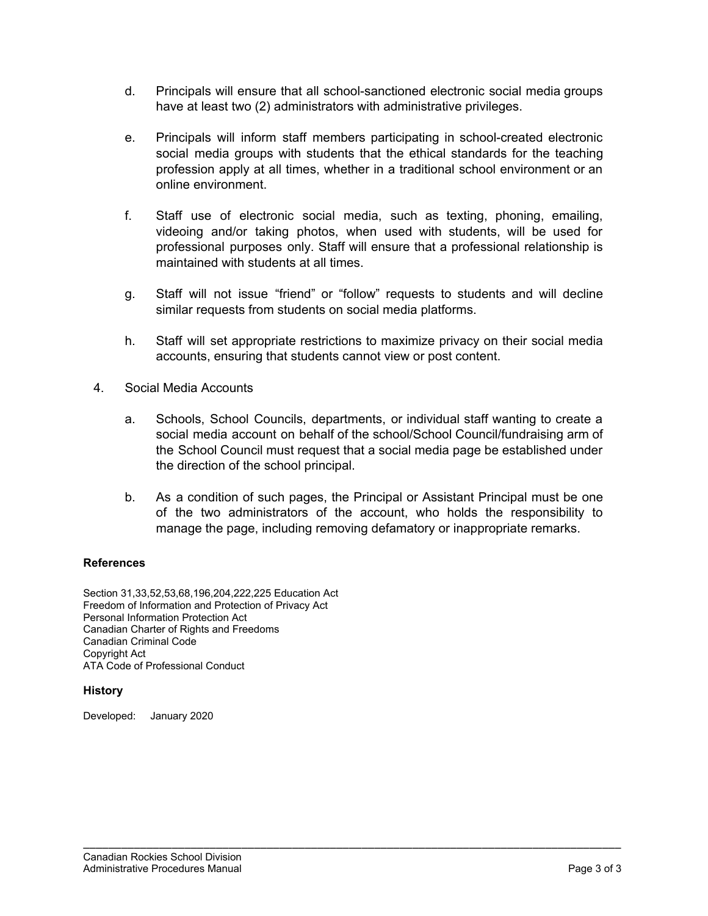d. Principals will ensure that all school-sanctioned electronic social media groups have at least two (2) administrators with administrative privileges.

e. Principals will inform staff members participating in school-created electronic social media groups with students that the ethical standards for the teaching profession apply at all times, whether in a traditional school environment or an online environment.

f. Staff use of electronic social media, such as texting, phoning, emailing, videoing and/or taking photos, when used with students, will be used for professional purposes only. Staff will ensure that a professional relationship is maintained with students at all times.

g. Staff will not issue "friend" or "follow" requests to students and will decline similar requests from students on social media platforms.

h. Staff will set appropriate restrictions to maximize privacy on their social media accounts, ensuring that students cannot view or post content.

4. Social Media Accounts

   a. Schools, School Councils, departments, or individual staff wanting to create a social media account on behalf of the school/School Council/fundraising arm of the School Council must request that a social media page be established under the direction of the school principal.

   b. As a condition of such pages, the Principal or Assistant Principal must be one of the two administrators of the account, who holds the responsibility to manage the page, including removing defamatory or inappropriate remarks.

**References**

Section 31,33,52,53,68,196,204,222,225 Education Act
Freedom of Information and Protection of Privacy Act
Personal Information Protection Act
Canadian Charter of Rights and Freedoms
Canadian Criminal Code
Copyright Act
ATA Code of Professional Conduct

**History**

Developed: January 2020